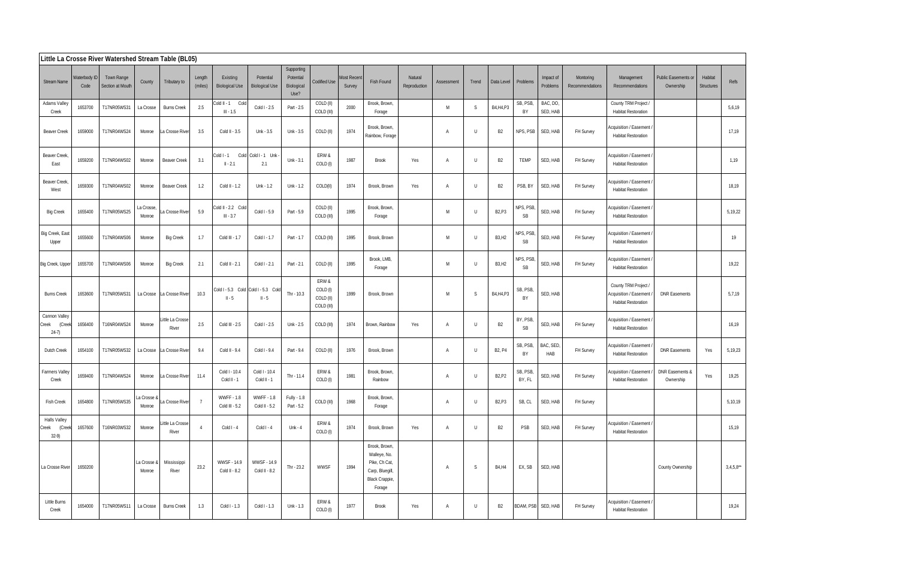## Little La Crosse River Watershed Stream Table (BL05)

| Stream Name | Waterbody ID Code | Town Range Section at Mouth | County | Tributary to | Length (miles) | Existing Biological Use | Potential Biological Use | Supporting Potential Biological Use? | Codified Use | Most Recent Survey | Fish Found | Natural Reproduction | Assessment | Trend | Data Level | Problems | Impact of Problems | Montoring Recommendations | Management Recommendations | Public Easements or Ownership | Habitat Structures | Refs |
|---|---|---|---|---|---|---|---|---|---|---|---|---|---|---|---|---|---|---|---|---|---|---|
| Adams Valley Creek | 1653700 | T17NR05WS31 | La Crosse | Burns Creek | 2.5 | Cold II - 1 Cold III - 1.5 | Cold I - 2.5 | Part - 2.5 | COLD (II) COLD (III) | 2000 | Brook, Brown, Forage | | M | S | B4,H4,P3 | SB, PSB, BY | BAC, DO, SED, HAB | | County TRM Project / Habitat Restoration | | | 5,6,19 |
| Beaver Creek | 1659000 | T17NR04WS24 | Monroe | La Crosse River | 3.5 | Cold II - 3.5 | Unk - 3.5 | Unk - 3.5 | COLD (II) | 1974 | Brook, Brown, Rainbow, Forage | | A | U | B2 | NPS, PSB | SED, HAB | FH Survey | Acquisition / Easement / Habitat Restoration | | | 17,19 |
| Beaver Creek, East | 1659200 | T17NR04WS02 | Monroe | Beaver Creek | 3.1 | Cold I - 1 Cold II - 2.1 | Cold I - 1 Unk - 2.1 | Unk - 3.1 | ERW & COLD (I) | 1987 | Brook | Yes | A | U | B2 | TEMP | SED, HAB | FH Survey | Acquisition / Easement / Habitat Restoration | | | 1,19 |
| Beaver Creek, West | 1659300 | T17NR04WS02 | Monroe | Beaver Creek | 1.2 | Cold II - 1.2 | Unk - 1.2 | Unk - 1.2 | COLD(II) | 1974 | Brook, Brown | Yes | A | U | B2 | PSB, BY | SED, HAB | FH Survey | Acquisition / Easement / Habitat Restoration | | | 18,19 |
| Big Creek | 1655400 | T17NR05WS25 | La Crosse, Monroe | La Crosse River | 5.9 | Cold II - 2.2 Cold III - 3.7 | Cold I - 5.9 | Part - 5.9 | COLD (II) COLD (III) | 1995 | Brook, Brown, Forage | | M | U | B2,P3 | NPS, PSB, SB | SED, HAB | FH Survey | Acquisition / Easement / Habitat Restoration | | | 5,19,22 |
| Big Creek, East Upper | 1655600 | T17NR04WS06 | Monroe | Big Creek | 1.7 | Cold III - 1.7 | Cold I - 1.7 | Part - 1.7 | COLD (III) | 1995 | Brook, Brown | | M | U | B3,H2 | NPS, PSB, SB | SED, HAB | FH Survey | Acquisition / Easement / Habitat Restoration | | | 19 |
| Big Creek, Upper | 1655700 | T17NR04WS06 | Monroe | Big Creek | 2.1 | Cold II - 2.1 | Cold I - 2.1 | Part - 2.1 | COLD (II) | 1995 | Brook, LMB, Forage | | M | U | B3,H2 | NPS, PSB, SB | SED, HAB | FH Survey | Acquisition / Easement / Habitat Restoration | | | 19,22 |
| Burns Creek | 1653600 | T17NR05WS31 | La Crosse | La Crosse River | 10.3 | Cold I - 5.3 Cold II - 5 | Cold I - 5.3 Cold II - 5 | Thr - 10.3 | ERW & COLD (I) COLD (II) COLD (III) | 1999 | Brook, Brown | | M | S | B4,H4,P3 | SB, PSB, BY | SED, HAB | | County TRM Project / Acquisition / Easement / Habitat Restoration | DNR Easements | | 5,7,19 |
| Cannon Valley Creek (Creek 24-7) | 1656400 | T16NR04WS24 | Monroe | Little La Crosse River | 2.5 | Cold III - 2.5 | Cold I - 2.5 | Unk - 2.5 | COLD (III) | 1974 | Brown, Rainbow | Yes | A | U | B2 | BY, PSB, SB | SED, HAB | FH Survey | Acquisition / Easement / Habitat Restoration | | | 16,19 |
| Dutch Creek | 1654100 | T17NR05WS32 | La Crosse | La Crosse River | 9.4 | Cold II - 9.4 | Cold I - 9.4 | Part - 9.4 | COLD (II) | 1976 | Brook, Brown | | A | U | B2, P4 | SB, PSB, BY | BAC, SED, HAB | FH Survey | Acquisition / Easement / Habitat Restoration | DNR Easements | Yes | 5,19,23 |
| Farmers Valley Creek | 1659400 | T17NR04WS24 | Monroe | La Crosse River | 11.4 | Cold I - 10.4 Cold II - 1 | Cold I - 10.4 Cold II - 1 | Thr - 11.4 | ERW & COLD (I) | 1981 | Brook, Brown, Rainbow | | A | U | B2,P2 | SB, PSB, BY, FL | SED, HAB | FH Survey | Acquisition / Easement / Habitat Restoration | DNR Easements & Ownership | Yes | 19,25 |
| Fish Creek | 1654800 | T17NR05WS35 | La Crosse & Monroe | La Crosse River | 7 | WWFF - 1.8 Cold III - 5.2 | WWFF - 1.8 Cold II - 5.2 | Fully - 1.8 Part - 5.2 | COLD (III) | 1968 | Brook, Brown, Forage | | A | U | B2,P3 | SB, CL | SED, HAB | FH Survey | | | | 5,10,19 |
| Halls Valley Creek (Creek 32-9) | 1657600 | T16NR03WS32 | Monroe | Little La Crosse River | 4 | Cold I - 4 | Cold I - 4 | Unk - 4 | ERW & COLD (I) | 1974 | Brook, Brown | Yes | A | U | B2 | PSB | SED, HAB | FH Survey | Acquisition / Easement / Habitat Restoration | | | 15,19 |
| La Crosse River | 1650200 | | La Crosse & Monroe | Mississippi River | 23.2 | WWSF - 14.9 Cold II - 8.2 | WWSF - 14.9 Cold II - 8.2 | Thr - 23.2 | WWSF | 1994 | Brook, Brown, Walleye, No. Pike, Ch Cat, Carp, Bluegill, Black Crappie, Forage | | A | S | B4,H4 | EX, SB | SED, HAB | | | County Ownership | | 3,4,5,8** |
| Little Burns Creek | 1654000 | T17NR05WS11 | La Crosse | Burns Creek | 1.3 | Cold I - 1.3 | Cold I - 1.3 | Unk - 1.3 | ERW & COLD (I) | 1977 | Brook | Yes | A | U | B2 | BDAM, PSB | SED, HAB | FH Survey | Acquisition / Easement / Habitat Restoration | | | 19,24 |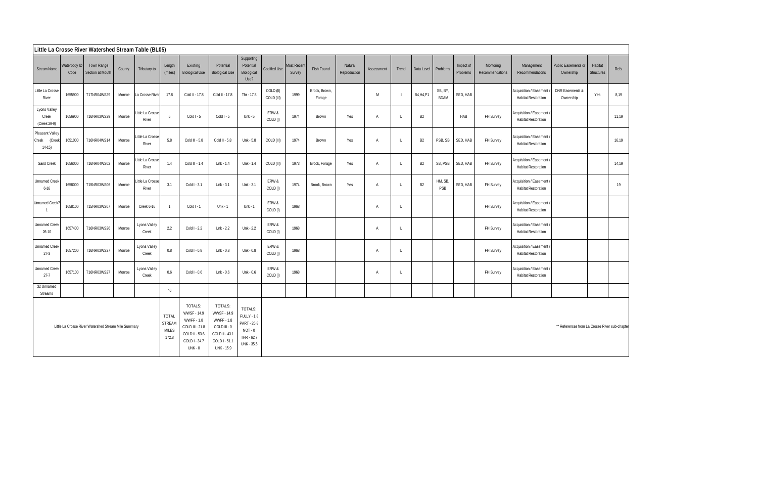## Little La Crosse River Watershed Stream Table (BL05)

| Stream Name | Waterbody ID Code | Town Range Section at Mouth | County | Tributary to | Length (miles) | Existing Biological Use | Potential Biological Use | Supporting Potential Biological Use? | Codified Use | Most Recent Survey | Fish Found | Natural Reproduction | Assessment | Trend | Data Level | Problems | Impact of Problems | Montoring Recommendations | Management Recommendations | Public Easements or Ownership | Habitat Structures | Refs |
|---|---|---|---|---|---|---|---|---|---|---|---|---|---|---|---|---|---|---|---|---|---|---|
| Little La Crosse River | 1655900 | T17NR04WS29 | Monroe | La Crosse River | 17.8 | Cold II - 17.8 | Cold II - 17.8 | Thr - 17.8 | COLD (II) COLD (III) | 1999 | Brook, Brown, Forage | | M | I | B4,H4,P1 | SB, BY, BDAM | SED, HAB | | Acquisition / Easement / Habitat Restoration | DNR Easements & Ownership | Yes | 8,19 |
| Lyons Valley Creek (Creek 29-9) | 1656900 | T16NR03WS29 | Monroe | Little La Crosse River | 5 | Cold I - 5 | Cold I - 5 | Unk - 5 | ERW & COLD (I) | 1974 | Brown | Yes | A | U | B2 | | HAB | FH Survey | Acquisition / Easement / Habitat Restoration | | | 11,19 |
| Pleasant Valley Creek (Creek 14-15) | 1651000 | T16NR04WS14 | Monroe | Little La Crosse River | 5.8 | Cold III - 5.8 | Cold II - 5.8 | Unk - 5.8 | COLD (III) | 1974 | Brown | Yes | A | U | B2 | PSB, SB | SED, HAB | FH Survey | Acquisition / Easement / Habitat Restoration | | | 16,19 |
| Sand Creek | 1656000 | T16NR04WS02 | Monroe | Little La Crosse River | 1.4 | Cold III - 1.4 | Unk - 1.4 | Unk - 1.4 | COLD (III) | 1973 | Brook, Forage | Yes | A | U | B2 | SB, PSB | SED, HAB | FH Survey | Acquisition / Easement / Habitat Restoration | | | 14,19 |
| Unnamed Creek 6-16 | 1658000 | T15NR03WS06 | Monroe | Little La Crosse River | 3.1 | Cold I - 3.1 | Unk - 3.1 | Unk - 3.1 | ERW & COLD (I) | 1974 | Brook, Brown | Yes | A | U | B2 | HM, SB, PSB | SED, HAB | FH Survey | Acquisition / Easement / Habitat Restoration | | | 19 |
| Unnamed Creek 7-1 | 1658100 | T15NR03WS07 | Monroe | Creek 6-16 | 1 | Cold I - 1 | Unk - 1 | Unk - 1 | ERW & COLD (I) | 1968 | | | A | U | | | | FH Survey | Acquisition / Easement / Habitat Restoration | | | |
| Unnamed Creek 26-10 | 1657400 | T16NR03WS26 | Monroe | Lyons Valley Creek | 2.2 | Cold I - 2.2 | Unk - 2.2 | Unk - 2.2 | ERW & COLD (I) | 1968 | | | A | U | | | | FH Survey | Acquisition / Easement / Habitat Restoration | | | |
| Unnamed Creek 27-3 | 1657200 | T16NR03WS27 | Monroe | Lyons Valley Creek | 0.8 | Cold I - 0.8 | Unk - 0.8 | Unk - 0.8 | ERW & COLD (I) | 1968 | | | A | U | | | | FH Survey | Acquisition / Easement / Habitat Restoration | | | |
| Unnamed Creek 27-7 | 1657100 | T16NR03WS27 | Monroe | Lyons Valley Creek | 0.6 | Cold I - 0.6 | Unk - 0.6 | Unk - 0.6 | ERW & COLD (I) | 1968 | | | A | U | | | | FH Survey | Acquisition / Easement / Habitat Restoration | | | |
| 32 Unnamed Streams | | | | | 46 | | | | | | | | | | | | | | | | | |
| Little La Crosse River Watershed Stream Mile Summary | | | | | TOTAL STREAM MILES 172.8 | TOTALS: WWSF - 14.9 WWFF - 1.8 COLD III - 21.8 COLD II - 53.6 COLD I - 34.7 UNK - 0 | TOTALS: WWSF - 14.9 WWFF - 1.8 COLD III - 0 COLD II - 43.1 COLD I - 51.1 UNK - 15.9 | TOTALS: FULLY - 1.8 PART - 26.8 NOT - 0 THR - 62.7 UNK - 35.5 | | | | | | | | | | | | ** References from La Crosse River sub-chapter | | |